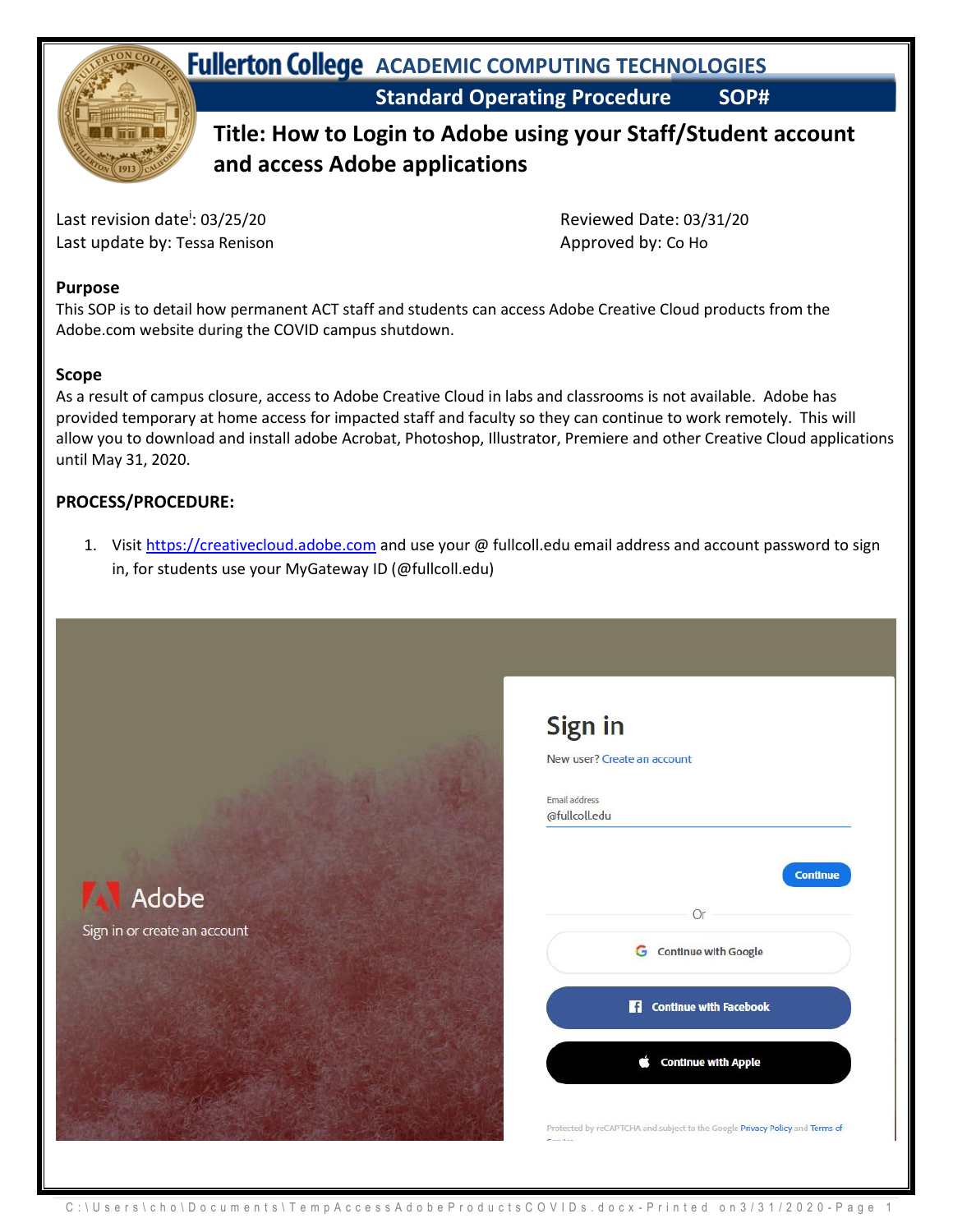# Fullerton College ACADEMIC COMPUTING TECHNOLOGIES

**Standard Operating Procedure SOP#**

## Title: How to Login to Adobe using your Staff/Student account and access Adobe applications

Last revision date[i]: 03/25/20
Last update by: Tessa Renison

Reviewed Date: 03/31/20
Approved by: Co Ho

### Purpose

This SOP is to detail how permanent ACT staff and students can access Adobe Creative Cloud products from the Adobe.com website during the COVID campus shutdown.

### Scope

As a result of campus closure, access to Adobe Creative Cloud in labs and classrooms is not available. Adobe has provided temporary at home access for impacted staff and faculty so they can continue to work remotely. This will allow you to download and install adobe Acrobat, Photoshop, Illustrator, Premiere and other Creative Cloud applications until May 31, 2020.

### PROCESS/PROCEDURE:

1. Visit https://creativecloud.adobe.com and use your @ fullcoll.edu email address and account password to sign in, for students use your MyGateway ID (@fullcoll.edu)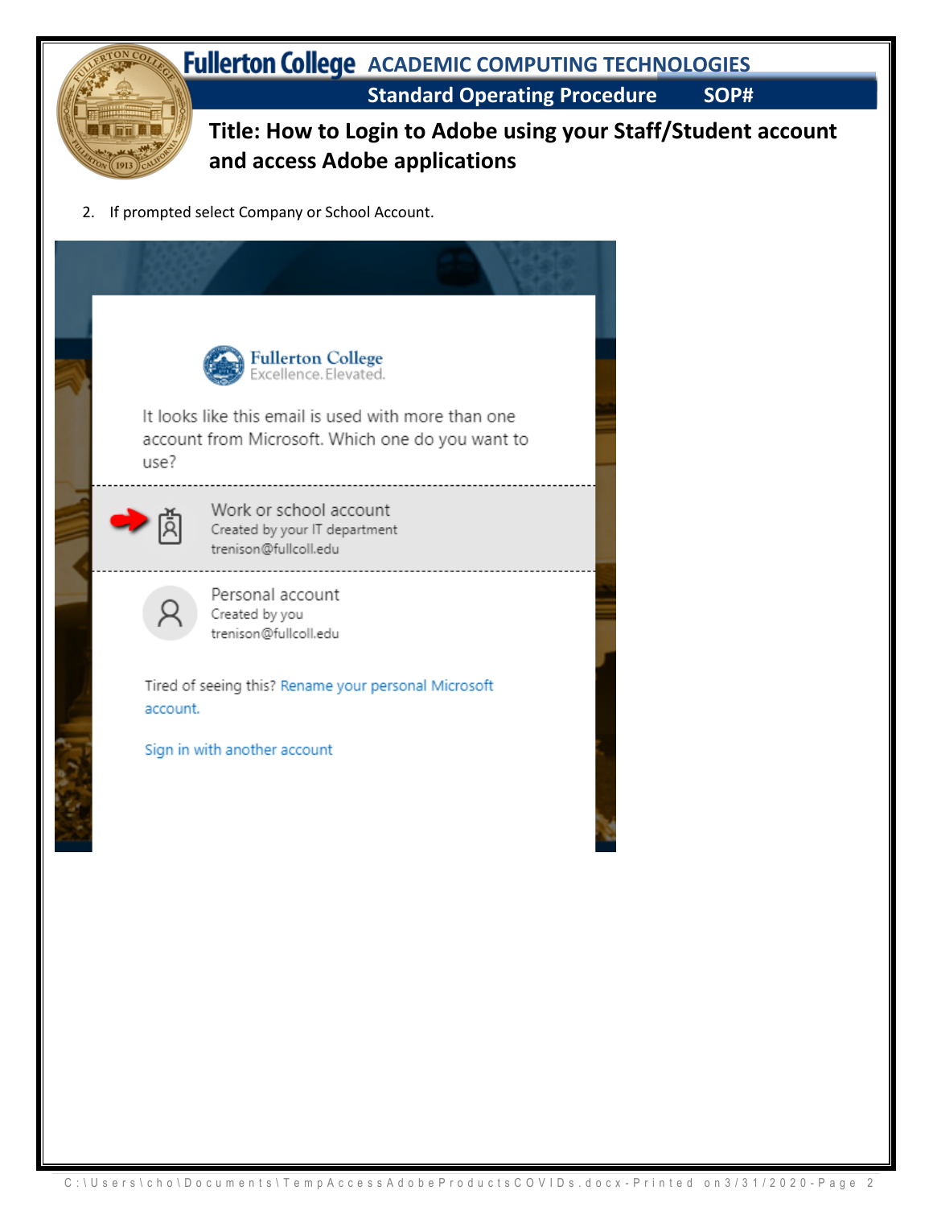2. If prompted select Company or School Account.

It looks like this email is used with more than one account from Microsoft. Which one do you want to use?

Work or school account
Created by your IT department
trenison@fullcoll.edu

Personal account
Created by you
trenison@fullcoll.edu

Tired of seeing this? Rename your personal Microsoft account.

Sign in with another account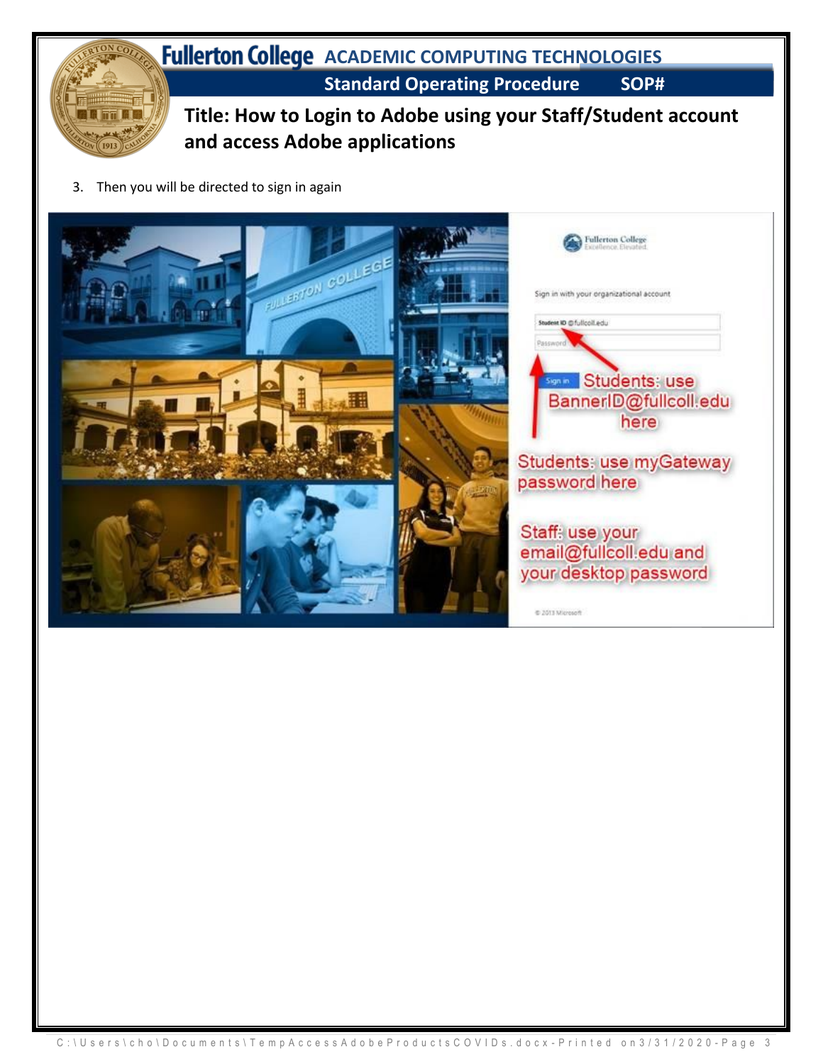3. Then you will be directed to sign in again

Sign in with your organizational account

Students: use BannerID@fullcoll.edu here

Students: use myGateway password here

Staff: use your email@fullcoll.edu and your desktop password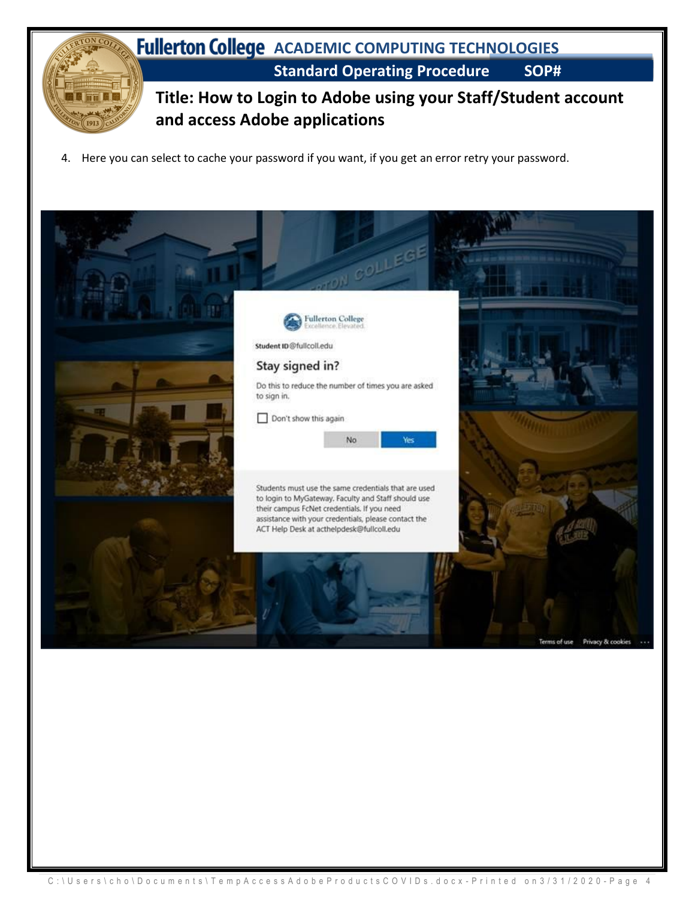4. Here you can select to cache your password if you want, if you get an error retry your password.

Fullerton College
Excellence. Elevated.

Student ID@fullcoll.edu

Stay signed in?

Do this to reduce the number of times you are asked to sign in.

☐ Don't show this again

No Yes

Students must use the same credentials that are used to login to MyGateway. Faculty and Staff should use their campus FcNet credentials. If you need assistance with your credentials, please contact the ACT Help Desk at acthelpdesk@fullcoll.edu

Terms of use Privacy & cookies ...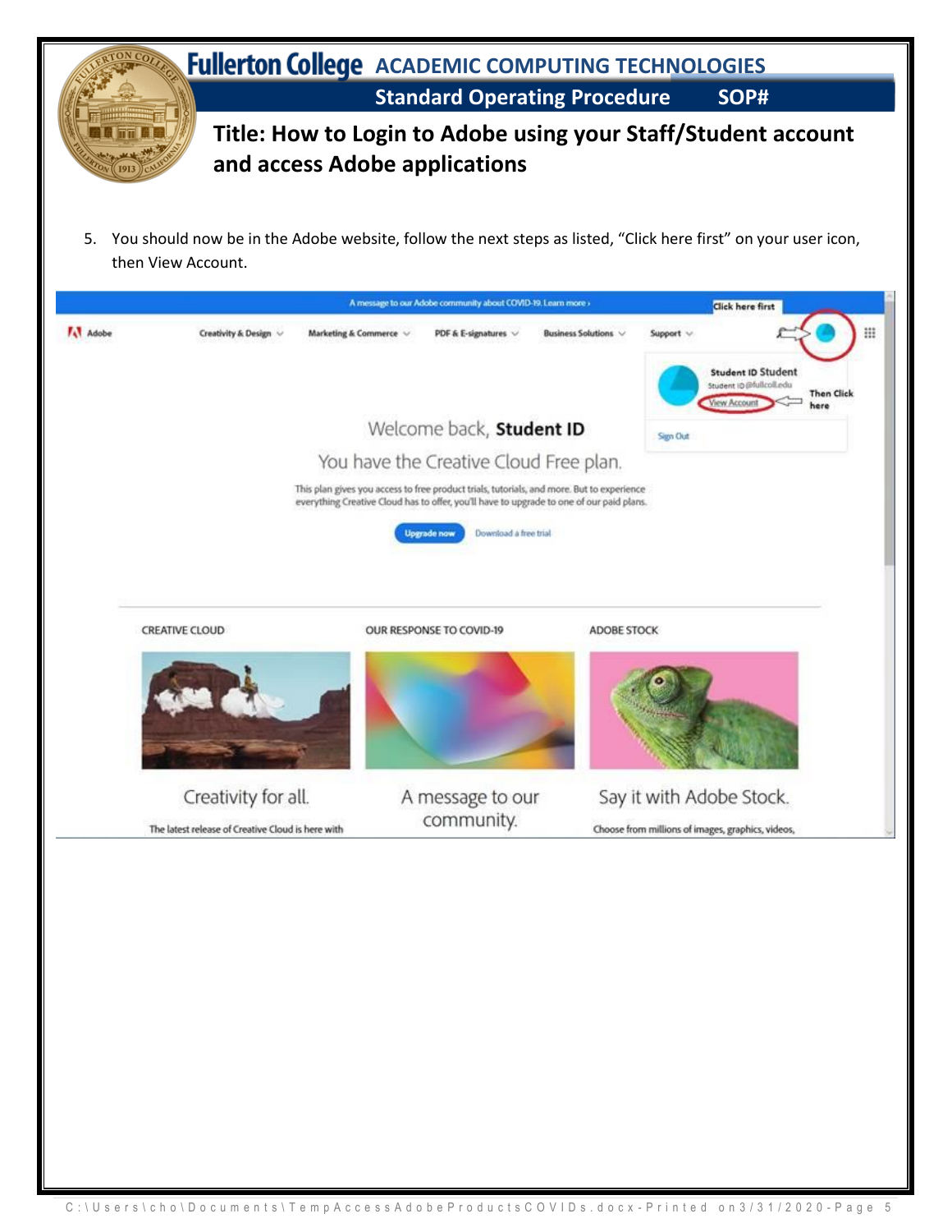5. You should now be in the Adobe website, follow the next steps as listed, "Click here first" on your user icon, then View Account.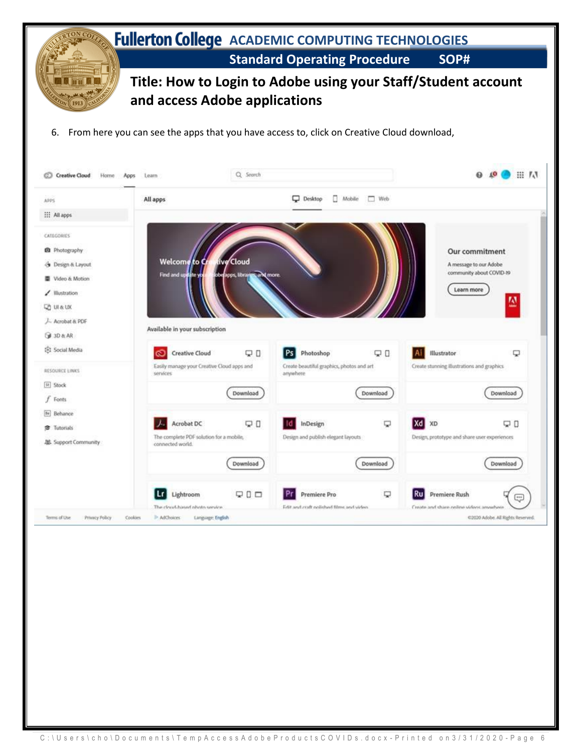# Fullerton College ACADEMIC COMPUTING TECHNOLOGIES

**Standard Operating Procedure SOP#**

## Title: How to Login to Adobe using your Staff/Student account and access Adobe applications

6. From here you can see the apps that you have access to, click on Creative Cloud download,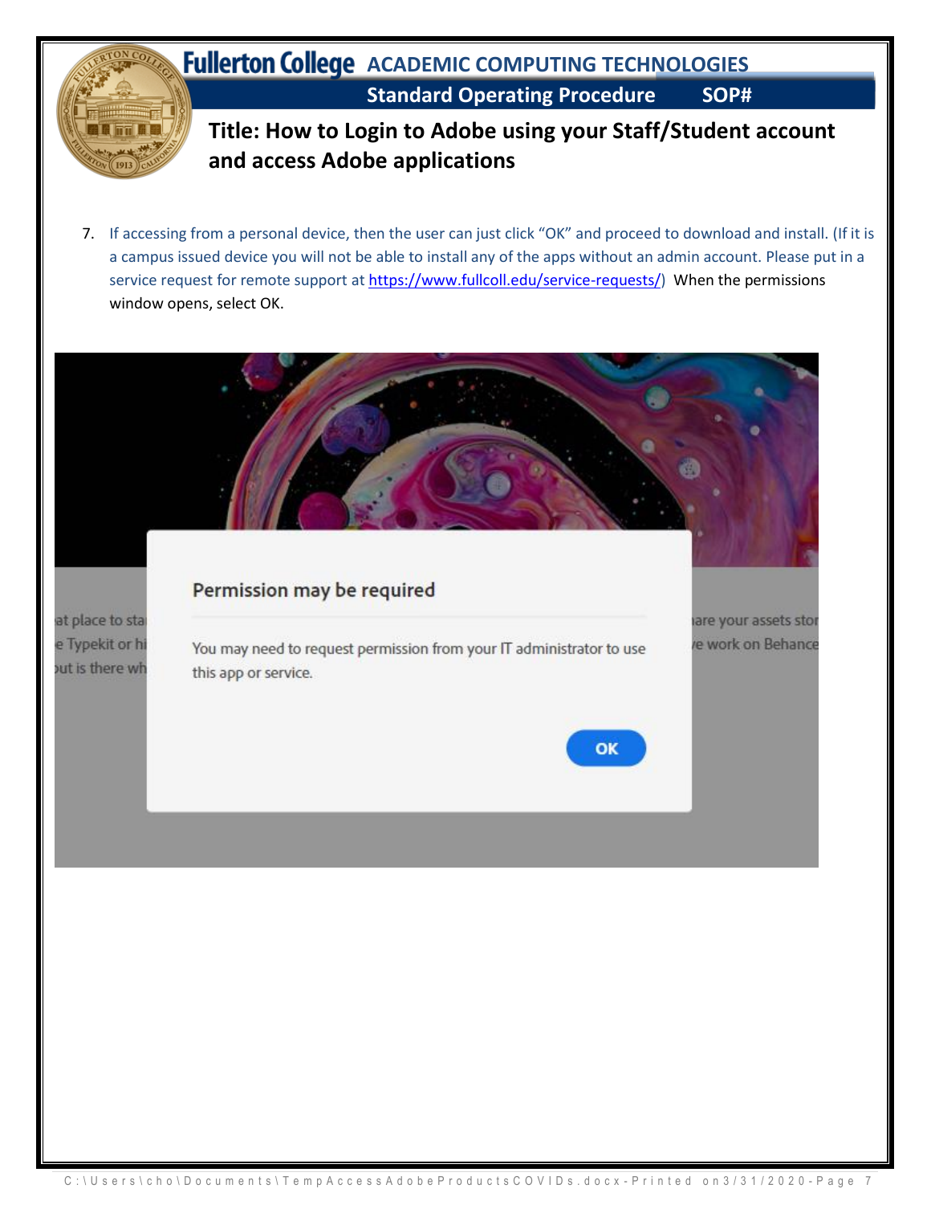7. If accessing from a personal device, then the user can just click "OK" and proceed to download and install. (If it is a campus issued device you will not be able to install any of the apps without an admin account. Please put in a service request for remote support at https://www.fullcoll.edu/service-requests/) When the permissions window opens, select OK.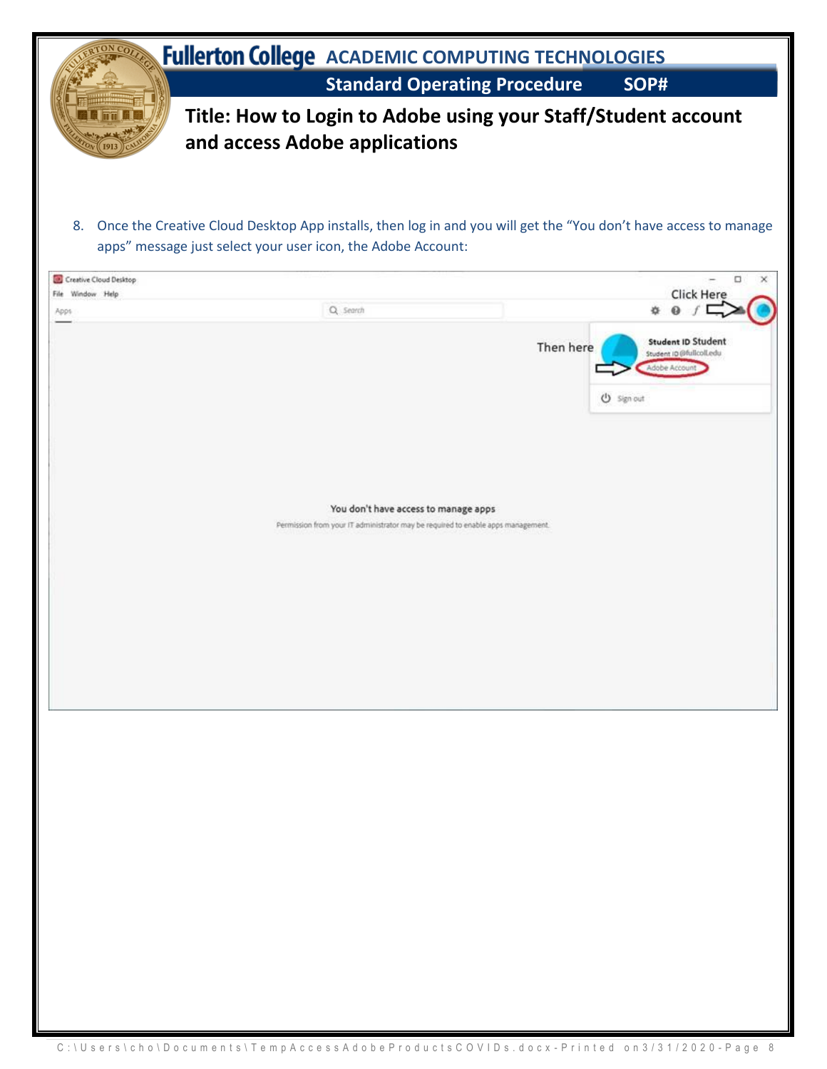8. Once the Creative Cloud Desktop App installs, then log in and you will get the "You don't have access to manage apps" message just select your user icon, the Adobe Account: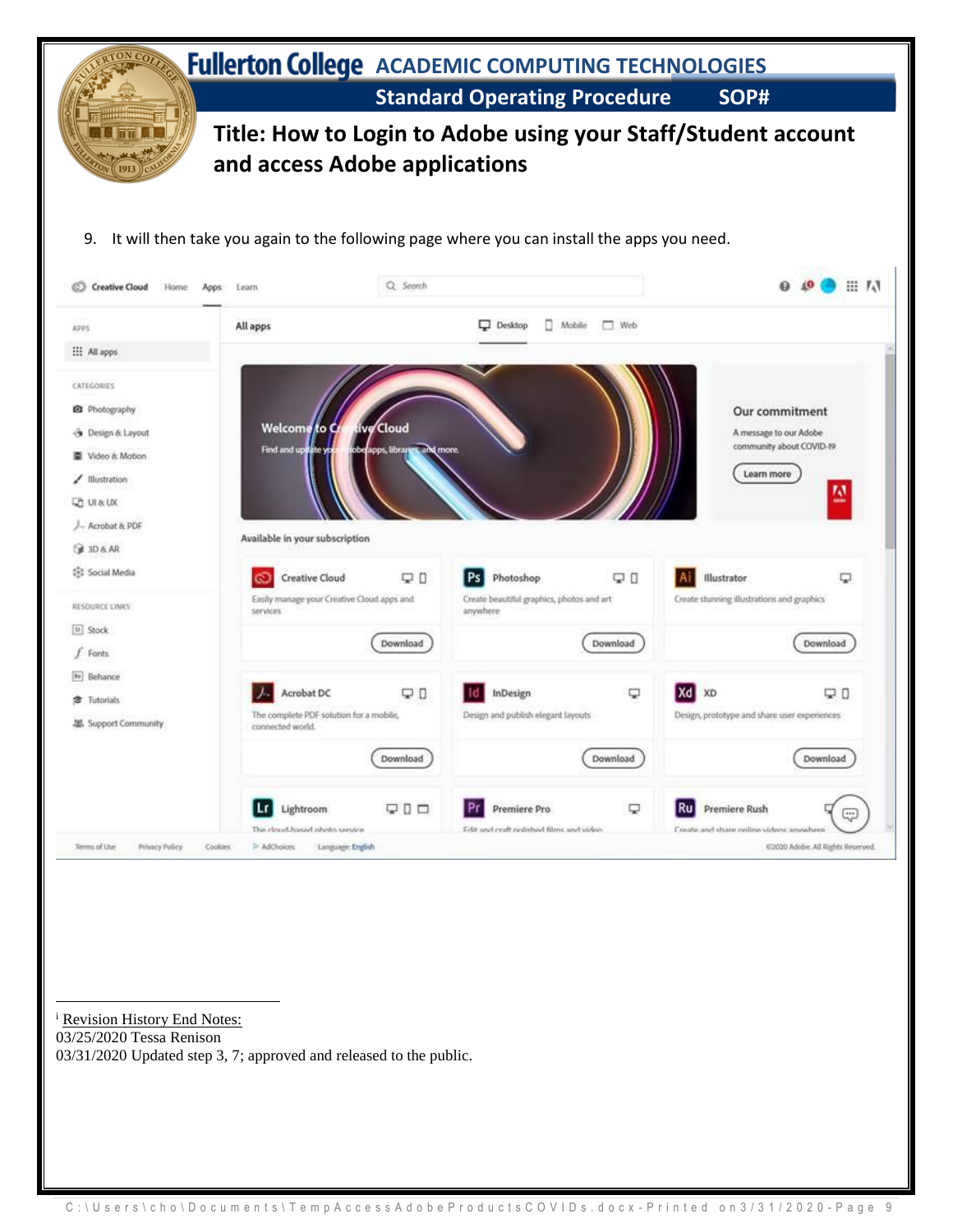9. It will then take you again to the following page where you can install the apps you need.

Creative Cloud  Home  Apps  Learn

Search

APPS

All apps

CATEGORIES

Photography

Design & Layout

Video & Motion

Illustration

UI & UX

Acrobat & PDF

3D & AR

Social Media

RESOURCE LINKS

Stock

Fonts

Behance

Tutorials

Support Community

All apps

Desktop  Mobile  Web

Welcome to Creative Cloud

Find and update your Adobe apps, libraries, and more.

Our commitment

A message to our Adobe community about COVID-19

Learn more

Available in your subscription

Creative Cloud

Easily manage your Creative Cloud apps and services

Download

Photoshop

Create beautiful graphics, photos and art anywhere

Download

Illustrator

Create stunning illustrations and graphics

Download

Acrobat DC

The complete PDF solution for a mobile, connected world.

Download

InDesign

Design and publish elegant layouts

Download

XD

Design, prototype and share user experiences

Download

Lightroom

The cloud-based photo service

Premiere Pro

Edit and craft polished films and video

Premiere Rush

Create and share online videos anywhere

Terms of Use  Privacy Policy  Cookies  AdChoices  Language: English

©2020 Adobe. All Rights Reserved.

---

[i] Revision History End Notes:
03/25/2020 Tessa Renison
03/31/2020 Updated step 3, 7; approved and released to the public.